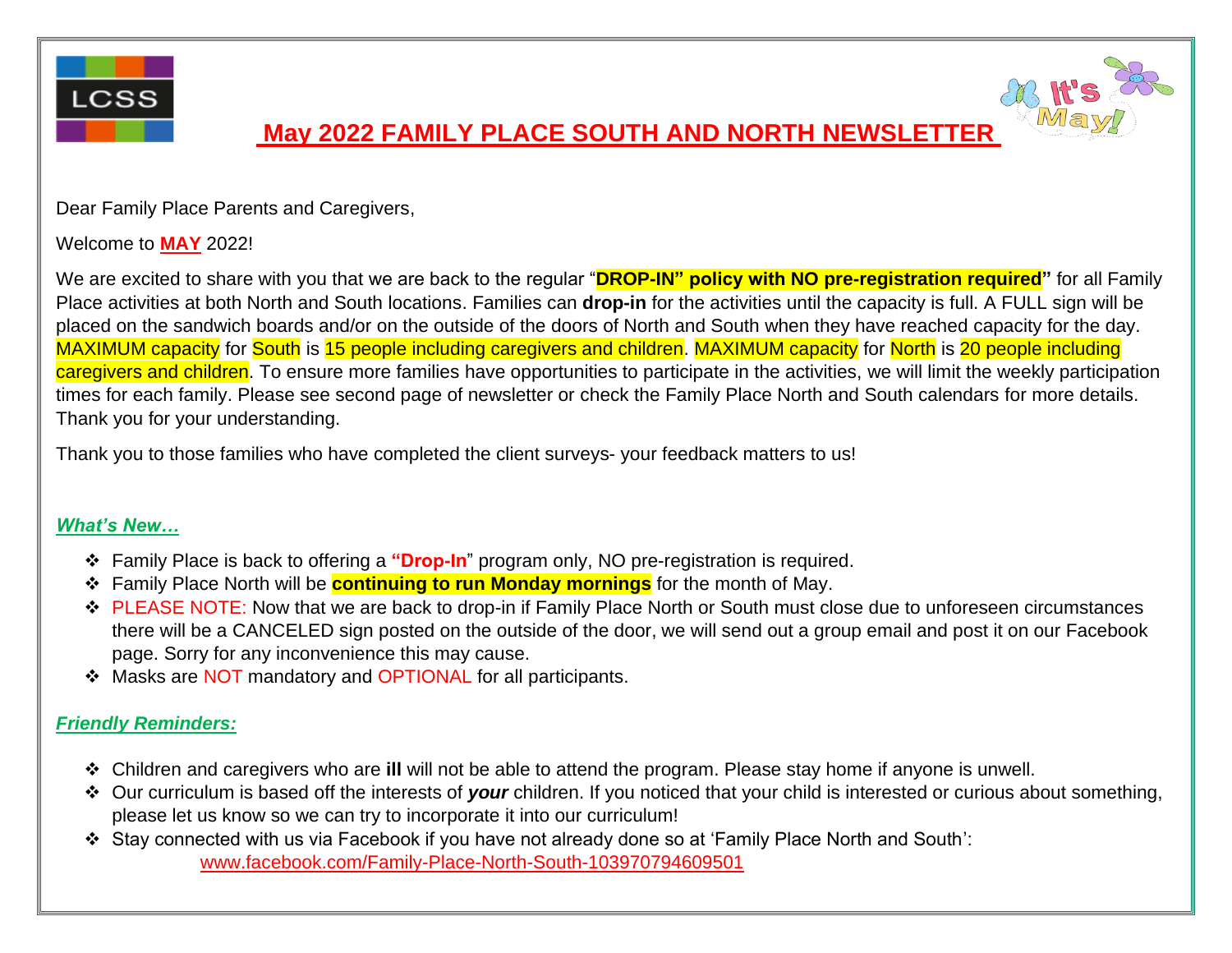# May 2022 FAMILY PLACE SOUTH AND NORTH NEWSLETTER

Dear Family Place Parents and Caregivers,

Welcome to **MAY** 2022!

We are excited to share with you that we are back to the regular "**DROP-IN" policy with NO pre-registration required"** for all Family Place activities at both North and South locations. Families can **drop-in** for the activities until the capacity is full. A FULL sign will be placed on the sandwich boards and/or on the outside of the doors of North and South when they have reached capacity for the day. MAXIMUM capacity for South is 15 people including caregivers and children. MAXIMUM capacity for North is 20 people including caregivers and children. To ensure more families have opportunities to participate in the activities, we will limit the weekly participation times for each family. Please see second page of newsletter or check the Family Place North and South calendars for more details. Thank you for your understanding.

Thank you to those families who have completed the client surveys- your feedback matters to us!

## *What's New…*

- Family Place is back to offering a **"Drop-In**" program only, NO pre-registration is required.
- Family Place North will be **continuing to run Monday mornings** for the month of May.
- PLEASE NOTE: Now that we are back to drop-in if Family Place North or South must close due to unforeseen circumstances there will be a CANCELED sign posted on the outside of the door, we will send out a group email and post it on our Facebook page. Sorry for any inconvenience this may cause.
- Masks are NOT mandatory and OPTIONAL for all participants.

## *Friendly Reminders:*

- Children and caregivers who are **ill** will not be able to attend the program. Please stay home if anyone is unwell.
- Our curriculum is based off the interests of ***your*** children. If you noticed that your child is interested or curious about something, please let us know so we can try to incorporate it into our curriculum!
- Stay connected with us via Facebook if you have not already done so at 'Family Place North and South':
  www.facebook.com/Family-Place-North-South-103970794609501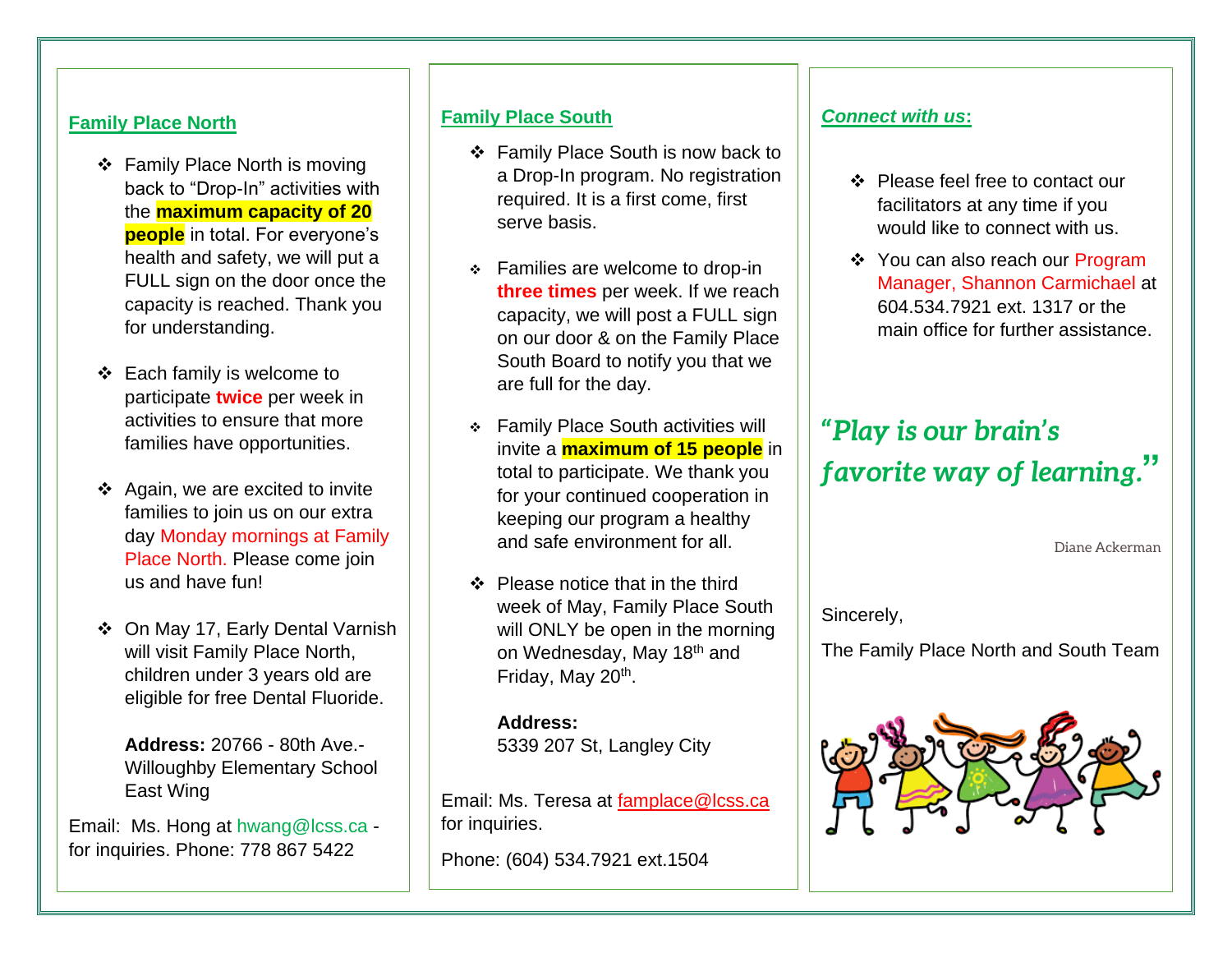## Family Place North

- Family Place North is moving back to "Drop-In" activities with the **maximum capacity of 20 people** in total. For everyone's health and safety, we will put a FULL sign on the door once the capacity is reached. Thank you for understanding.
- Each family is welcome to participate **twice** per week in activities to ensure that more families have opportunities.
- Again, we are excited to invite families to join us on our extra day Monday mornings at Family Place North. Please come join us and have fun!
- On May 17, Early Dental Varnish will visit Family Place North, children under 3 years old are eligible for free Dental Fluoride.

  **Address:** 20766 - 80th Ave.- Willoughby Elementary School East Wing

Email: Ms. Hong at hwang@lcss.ca - for inquiries. Phone: 778 867 5422

## Family Place South

- Family Place South is now back to a Drop-In program. No registration required. It is a first come, first serve basis.
- Families are welcome to drop-in **three times** per week. If we reach capacity, we will post a FULL sign on our door & on the Family Place South Board to notify you that we are full for the day.
- Family Place South activities will invite a **maximum of 15 people** in total to participate. We thank you for your continued cooperation in keeping our program a healthy and safe environment for all.
- Please notice that in the third week of May, Family Place South will ONLY be open in the morning on Wednesday, May 18th and Friday, May 20th.

  **Address:**
  5339 207 St, Langley City

Email: Ms. Teresa at famplace@lcss.ca for inquiries.

Phone: (604) 534.7921 ext.1504

## Connect with us:

- Please feel free to contact our facilitators at any time if you would like to connect with us.
- You can also reach our Program Manager, Shannon Carmichael at 604.534.7921 ext. 1317 or the main office for further assistance.

*"Play is our brain's favorite way of learning."*

Diane Ackerman

Sincerely,

The Family Place North and South Team